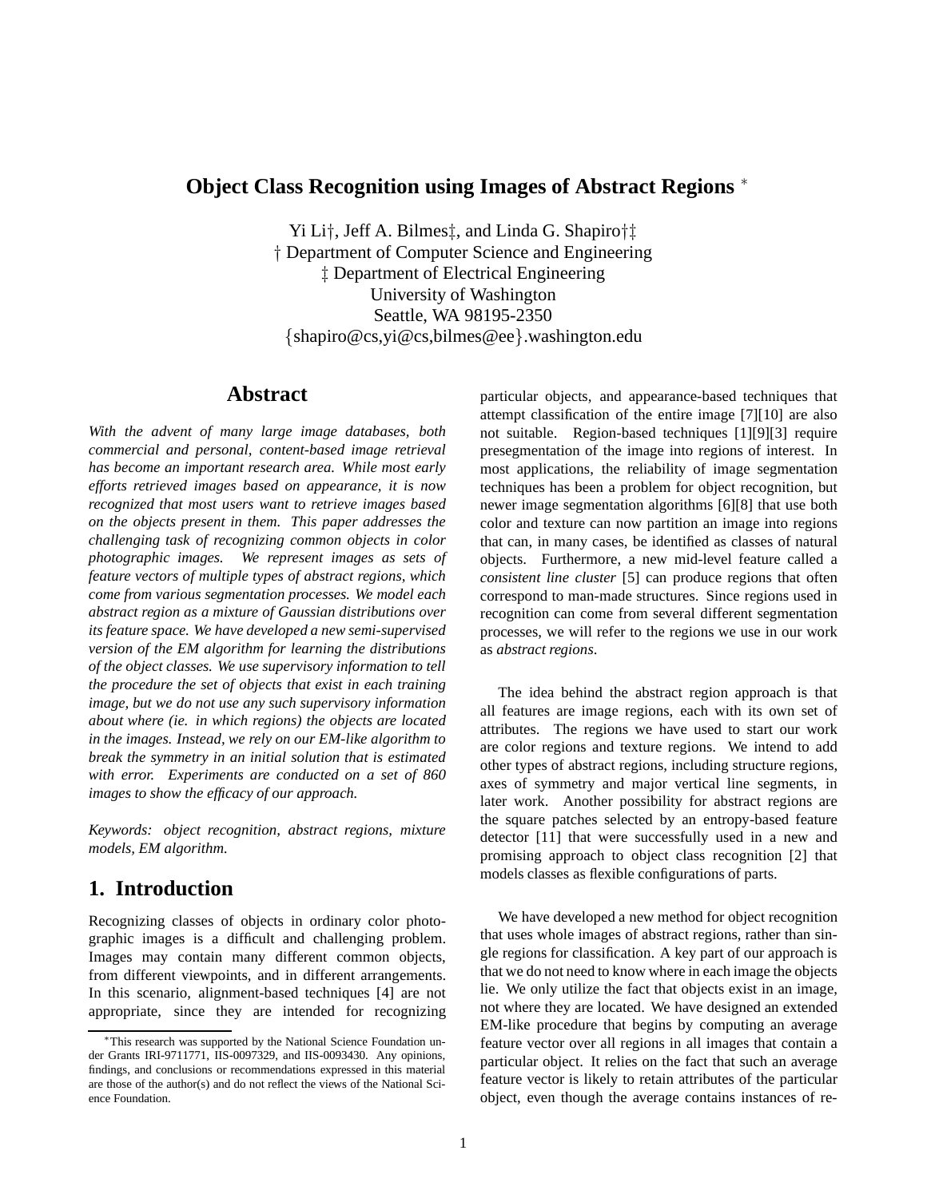# Object Class Recognition using Images of Abstract Regions *

Yi Li†, Jeff A. Bilmes‡, and Linda G. Shapiro†‡
† Department of Computer Science and Engineering
‡ Department of Electrical Engineering
University of Washington
Seattle, WA 98195-2350
{shapiro@cs,yi@cs,bilmes@ee}.washington.edu

## Abstract

*With the advent of many large image databases, both commercial and personal, content-based image retrieval has become an important research area. While most early efforts retrieved images based on appearance, it is now recognized that most users want to retrieve images based on the objects present in them. This paper addresses the challenging task of recognizing common objects in color photographic images. We represent images as sets of feature vectors of multiple types of abstract regions, which come from various segmentation processes. We model each abstract region as a mixture of Gaussian distributions over its feature space. We have developed a new semi-supervised version of the EM algorithm for learning the distributions of the object classes. We use supervisory information to tell the procedure the set of objects that exist in each training image, but we do not use any such supervisory information about where (ie. in which regions) the objects are located in the images. Instead, we rely on our EM-like algorithm to break the symmetry in an initial solution that is estimated with error. Experiments are conducted on a set of 860 images to show the efficacy of our approach.*

*Keywords: object recognition, abstract regions, mixture models, EM algorithm.*

## 1. Introduction

Recognizing classes of objects in ordinary color photographic images is a difficult and challenging problem. Images may contain many different common objects, from different viewpoints, and in different arrangements. In this scenario, alignment-based techniques [4] are not appropriate, since they are intended for recognizing particular objects, and appearance-based techniques that attempt classification of the entire image [7][10] are also not suitable. Region-based techniques [1][9][3] require presegmentation of the image into regions of interest. In most applications, the reliability of image segmentation techniques has been a problem for object recognition, but newer image segmentation algorithms [6][8] that use both color and texture can now partition an image into regions that can, in many cases, be identified as classes of natural objects. Furthermore, a new mid-level feature called a *consistent line cluster* [5] can produce regions that often correspond to man-made structures. Since regions used in recognition can come from several different segmentation processes, we will refer to the regions we use in our work as *abstract regions*.

The idea behind the abstract region approach is that all features are image regions, each with its own set of attributes. The regions we have used to start our work are color regions and texture regions. We intend to add other types of abstract regions, including structure regions, axes of symmetry and major vertical line segments, in later work. Another possibility for abstract regions are the square patches selected by an entropy-based feature detector [11] that were successfully used in a new and promising approach to object class recognition [2] that models classes as flexible configurations of parts.

We have developed a new method for object recognition that uses whole images of abstract regions, rather than single regions for classification. A key part of our approach is that we do not need to know where in each image the objects lie. We only utilize the fact that objects exist in an image, not where they are located. We have designed an extended EM-like procedure that begins by computing an average feature vector over all regions in all images that contain a particular object. It relies on the fact that such an average feature vector is likely to retain attributes of the particular object, even though the average contains instances of re-

*This research was supported by the National Science Foundation under Grants IRI-9711771, IIS-0097329, and IIS-0093430. Any opinions, findings, and conclusions or recommendations expressed in this material are those of the author(s) and do not reflect the views of the National Science Foundation.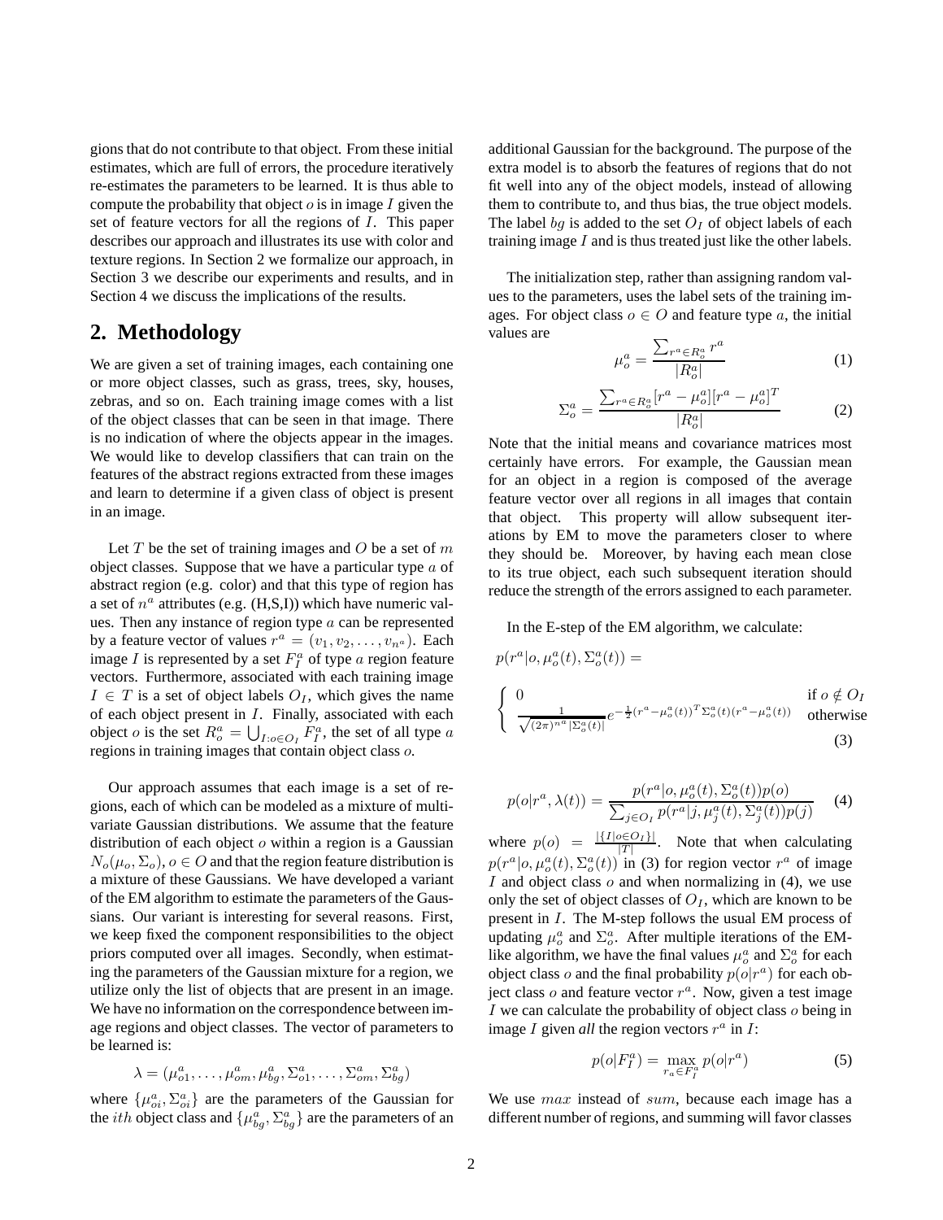gions that do not contribute to that object. From these initial estimates, which are full of errors, the procedure iteratively re-estimates the parameters to be learned. It is thus able to compute the probability that object $o$ is in image $I$ given the set of feature vectors for all the regions of $I$. This paper describes our approach and illustrates its use with color and texture regions. In Section 2 we formalize our approach, in Section 3 we describe our experiments and results, and in Section 4 we discuss the implications of the results.

## 2. Methodology

We are given a set of training images, each containing one or more object classes, such as grass, trees, sky, houses, zebras, and so on. Each training image comes with a list of the object classes that can be seen in that image. There is no indication of where the objects appear in the images. We would like to develop classifiers that can train on the features of the abstract regions extracted from these images and learn to determine if a given class of object is present in an image.

Let $T$ be the set of training images and $O$ be a set of $m$ object classes. Suppose that we have a particular type $a$ of abstract region (e.g. color) and that this type of region has a set of $n^a$ attributes (e.g. (H,S,I)) which have numeric values. Then any instance of region type $a$ can be represented by a feature vector of values $r^a = (v_1, v_2, \ldots, v_{n^a})$. Each image $I$ is represented by a set $F_I^a$ of type $a$ region feature vectors. Furthermore, associated with each training image $I \in T$ is a set of object labels $O_I$, which gives the name of each object present in $I$. Finally, associated with each object $o$ is the set $R_o^a = \bigcup_{I: o \in O_I} F_I^a$, the set of all type $a$ regions in training images that contain object class $o$.

Our approach assumes that each image is a set of regions, each of which can be modeled as a mixture of multivariate Gaussian distributions. We assume that the feature distribution of each object $o$ within a region is a Gaussian $N_o(\mu_o, \Sigma_o)$, $o \in O$ and that the region feature distribution is a mixture of these Gaussians. We have developed a variant of the EM algorithm to estimate the parameters of the Gaussians. Our variant is interesting for several reasons. First, we keep fixed the component responsibilities to the object priors computed over all images. Secondly, when estimating the parameters of the Gaussian mixture for a region, we utilize only the list of objects that are present in an image. We have no information on the correspondence between image regions and object classes. The vector of parameters to be learned is:

$$\lambda = (\mu_{o1}^a, \ldots, \mu_{om}^a, \mu_{bg}^a, \Sigma_{o1}^a, \ldots, \Sigma_{om}^a, \Sigma_{bg}^a)$$

where $\{\mu_{oi}^a, \Sigma_{oi}^a\}$ are the parameters of the Gaussian for the $ith$ object class and $\{\mu_{bg}^a, \Sigma_{bg}^a\}$ are the parameters of an additional Gaussian for the background. The purpose of the extra model is to absorb the features of regions that do not fit well into any of the object models, instead of allowing them to contribute to, and thus bias, the true object models. The label $bg$ is added to the set $O_I$ of object labels of each training image $I$ and is thus treated just like the other labels.

The initialization step, rather than assigning random values to the parameters, uses the label sets of the training images. For object class $o \in O$ and feature type $a$, the initial values are

$$\mu_o^a = \frac{\sum_{r^a \in R_o^a} r^a}{|R_o^a|} \tag{1}$$

$$\Sigma_o^a = \frac{\sum_{r^a \in R_o^a} [r^a - \mu_o^a][r^a - \mu_o^a]^T}{|R_o^a|} \tag{2}$$

Note that the initial means and covariance matrices most certainly have errors. For example, the Gaussian mean for an object in a region is composed of the average feature vector over all regions in all images that contain that object. This property will allow subsequent iterations by EM to move the parameters closer to where they should be. Moreover, by having each mean close to its true object, each such subsequent iteration should reduce the strength of the errors assigned to each parameter.

In the E-step of the EM algorithm, we calculate:

$$p(r^a|o, \mu_o^a(t), \Sigma_o^a(t)) =$$

$$\begin{cases} 0 & \text{if } o \notin O_I \\ \frac{1}{\sqrt{(2\pi)^{n^a}|\Sigma_o^a(t)|}} e^{-\frac{1}{2}(r^a - \mu_o^a(t))^T \Sigma_o^a(t)(r^a - \mu_o^a(t))} & \text{otherwise} \end{cases} \tag{3}$$

$$p(o|r^a, \lambda(t)) = \frac{p(r^a|o, \mu_o^a(t), \Sigma_o^a(t))p(o)}{\sum_{j \in O_I} p(r^a|j, \mu_j^a(t), \Sigma_j^a(t))p(j)} \tag{4}$$

where $p(o) = \frac{|\{I | o \in O_I\}|}{|T|}$. Note that when calculating $p(r^a|o, \mu_o^a(t), \Sigma_o^a(t))$ in (3) for region vector $r^a$ of image $I$ and object class $o$ and when normalizing in (4), we use only the set of object classes of $O_I$, which are known to be present in $I$. The M-step follows the usual EM process of updating $\mu_o^a$ and $\Sigma_o^a$. After multiple iterations of the EM-like algorithm, we have the final values $\mu_o^a$ and $\Sigma_o^a$ for each object class $o$ and the final probability $p(o|r^a)$ for each object class $o$ and feature vector $r^a$. Now, given a test image $I$ we can calculate the probability of object class $o$ being in image $I$ given *all* the region vectors $r^a$ in $I$:

$$p(o|F_I^a) = \max_{r_a \in F_I^a} p(o|r^a) \tag{5}$$

We use $max$ instead of $sum$, because each image has a different number of regions, and summing will favor classes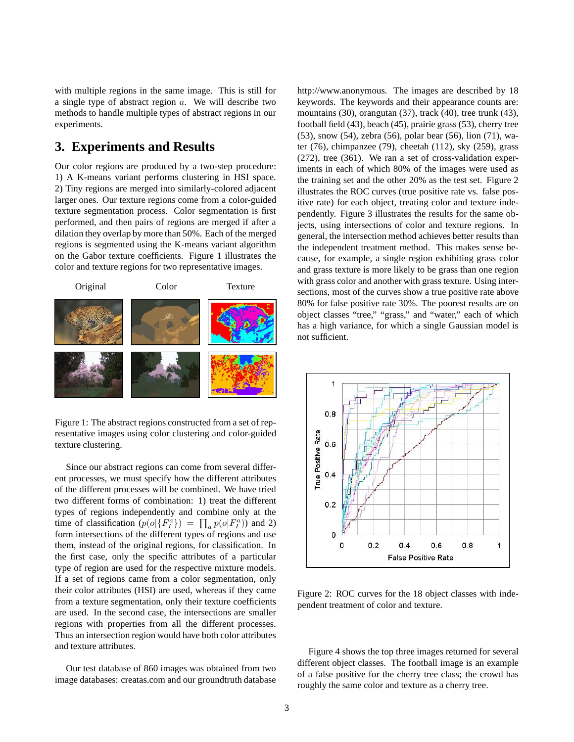with multiple regions in the same image. This is still for a single type of abstract region $a$. We will describe two methods to handle multiple types of abstract regions in our experiments.

## 3. Experiments and Results

Our color regions are produced by a two-step procedure: 1) A K-means variant performs clustering in HSI space. 2) Tiny regions are merged into similarly-colored adjacent larger ones. Our texture regions come from a color-guided texture segmentation process. Color segmentation is first performed, and then pairs of regions are merged if after a dilation they overlap by more than 50%. Each of the merged regions is segmented using the K-means variant algorithm on the Gabor texture coefficients. Figure 1 illustrates the color and texture regions for two representative images.

Figure 1: The abstract regions constructed from a set of representative images using color clustering and color-guided texture clustering.

Since our abstract regions can come from several different processes, we must specify how the different attributes of the different processes will be combined. We have tried two different forms of combination: 1) treat the different types of regions independently and combine only at the time of classification ($p(o|\{F_I^a\}) = \prod_a p(o|F_I^a)$) and 2) form intersections of the different types of regions and use them, instead of the original regions, for classification. In the first case, only the specific attributes of a particular type of region are used for the respective mixture models. If a set of regions came from a color segmentation, only their color attributes (HSI) are used, whereas if they came from a texture segmentation, only their texture coefficients are used. In the second case, the intersections are smaller regions with properties from all the different processes. Thus an intersection region would have both color attributes and texture attributes.

Our test database of 860 images was obtained from two image databases: creatas.com and our groundtruth database http://www.anonymous. The images are described by 18 keywords. The keywords and their appearance counts are: mountains (30), orangutan (37), track (40), tree trunk (43), football field (43), beach (45), prairie grass (53), cherry tree (53), snow (54), zebra (56), polar bear (56), lion (71), water (76), chimpanzee (79), cheetah (112), sky (259), grass (272), tree (361). We ran a set of cross-validation experiments in each of which 80% of the images were used as the training set and the other 20% as the test set. Figure 2 illustrates the ROC curves (true positive rate vs. false positive rate) for each object, treating color and texture independently. Figure 3 illustrates the results for the same objects, using intersections of color and texture regions. In general, the intersection method achieves better results than the independent treatment method. This makes sense because, for example, a single region exhibiting grass color and grass texture is more likely to be grass than one region with grass color and another with grass texture. Using intersections, most of the curves show a true positive rate above 80% for false positive rate 30%. The poorest results are on object classes "tree," "grass," and "water," each of which has a high variance, for which a single Gaussian model is not sufficient.

Figure 2: ROC curves for the 18 object classes with independent treatment of color and texture.

Figure 4 shows the top three images returned for several different object classes. The football image is an example of a false positive for the cherry tree class; the crowd has roughly the same color and texture as a cherry tree.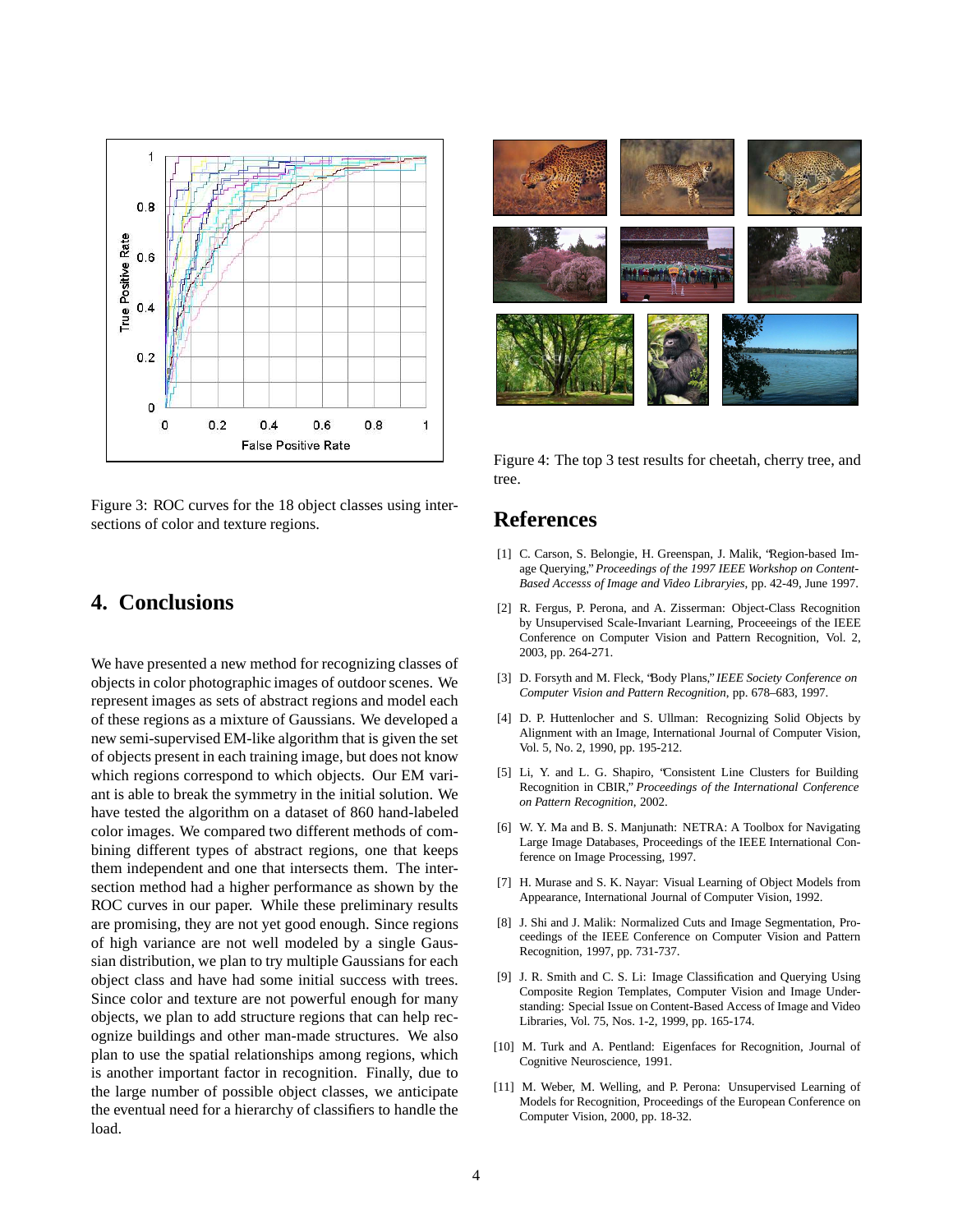True Positive Rate

False Positive Rate

0 0.2 0.4 0.6 0.8 1

Figure 3: ROC curves for the 18 object classes using intersections of color and texture regions.

Figure 4: The top 3 test results for cheetah, cherry tree, and tree.

## 4. Conclusions

We have presented a new method for recognizing classes of objects in color photographic images of outdoor scenes. We represent images as sets of abstract regions and model each of these regions as a mixture of Gaussians. We developed a new semi-supervised EM-like algorithm that is given the set of objects present in each training image, but does not know which regions correspond to which objects. Our EM variant is able to break the symmetry in the initial solution. We have tested the algorithm on a dataset of 860 hand-labeled color images. We compared two different methods of combining different types of abstract regions, one that keeps them independent and one that intersects them. The intersection method had a higher performance as shown by the ROC curves in our paper. While these preliminary results are promising, since regions of high variance are not well modeled by a single Gaussian distribution, we plan to try multiple Gaussians for each object class and have had some initial success with trees. Since color and texture are not powerful enough for many objects, we plan to add structure regions that can help recognize buildings and other man-made structures. We also plan to use the spatial relationships among regions, which is another important factor in recognition. Finally, due to the large number of possible object classes, we anticipate the eventual need for a hierarchy of classifiers to handle the load.

## References

[1] C. Carson, S. Belongie, H. Greenspan, J. Malik, "Region-based Image Querying," *Proceedings of the 1997 IEEE Workshop on Content-Based Accesss of Image and Video Libraryies*, pp. 42-49, June 1997.

[2] R. Fergus, P. Perona, and A. Zisserman: Object-Class Recognition by Unsupervised Scale-Invariant Learning, Proceeeings of the IEEE Conference on Computer Vision and Pattern Recognition, Vol. 2, 2003, pp. 264-271.

[3] D. Forsyth and M. Fleck, "Body Plans," *IEEE Society Conference on Computer Vision and Pattern Recognition*, pp. 678–683, 1997.

[4] D. P. Huttenlocher and S. Ullman: Recognizing Solid Objects by Alignment with an Image, International Journal of Computer Vision, Vol. 5, No. 2, 1990, pp. 195-212.

[5] Li, Y. and L. G. Shapiro, "Consistent Line Clusters for Building Recognition in CBIR," *Proceedings of the International Conference on Pattern Recognition*, 2002.

[6] W. Y. Ma and B. S. Manjunath: NETRA: A Toolbox for Navigating Large Image Databases, Proceedings of the IEEE International Conference on Image Processing, 1997.

[7] H. Murase and S. K. Nayar: Visual Learning of Object Models from Appearance, International Journal of Computer Vision, 1992.

[8] J. Shi and J. Malik: Normalized Cuts and Image Segmentation, Proceedings of the IEEE Conference on Computer Vision and Pattern Recognition, 1997, pp. 731-737.

[9] J. R. Smith and C. S. Li: Image Classification and Querying Using Composite Region Templates, Computer Vision and Image Understanding: Special Issue on Content-Based Access of Image and Video Libraries, Vol. 75, Nos. 1-2, 1999, pp. 165-174.

[10] M. Turk and A. Pentland: Eigenfaces for Recognition, Journal of Cognitive Neuroscience, 1991.

[11] M. Weber, M. Welling, and P. Perona: Unsupervised Learning of Models for Recognition, Proceedings of the European Conference on Computer Vision, 2000, pp. 18-32.